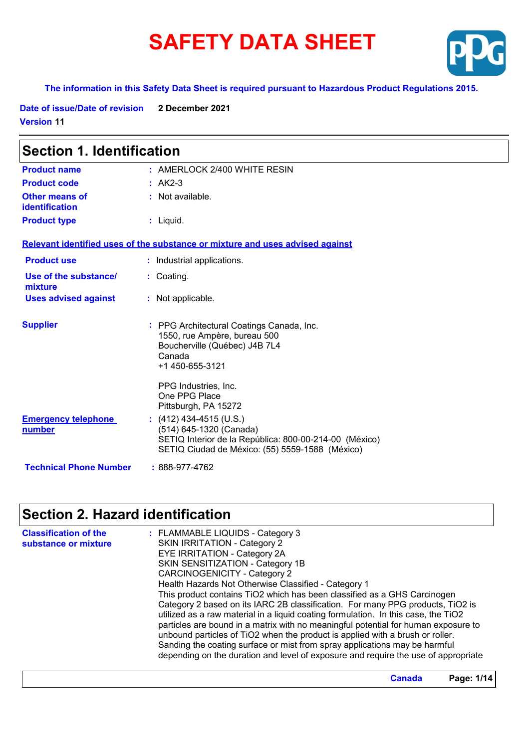# SAFETY DATA SHEET

**The information in this Safety Data Sheet is required pursuant to Hazardous Product Regulations 2015.**

**Date of issue/Date of revision** **2 December 2021**

**Version 11**

## Section 1. Identification

| | |
|---|---|
| **Product name** | : AMERLOCK 2/400 WHITE RESIN |
| **Product code** | : AK2-3 |
| **Other means of identification** | : Not available. |
| **Product type** | : Liquid. |

**Relevant identified uses of the substance or mixture and uses advised against**

| | |
|---|---|
| **Product use** | : Industrial applications. |
| **Use of the substance/ mixture** | : Coating. |
| **Uses advised against** | : Not applicable. |

**Supplier** : PPG Architectural Coatings Canada, Inc.
1550, rue Ampère, bureau 500
Boucherville (Québec) J4B 7L4
Canada
+1 450-655-3121

PPG Industries, Inc.
One PPG Place
Pittsburgh, PA 15272

**Emergency telephone number** : (412) 434-4515 (U.S.)
(514) 645-1320 (Canada)
SETIQ Interior de la República: 800-00-214-00 (México)
SETIQ Ciudad de México: (55) 5559-1588 (México)

**Technical Phone Number** : 888-977-4762

## Section 2. Hazard identification

**Classification of the substance or mixture** : FLAMMABLE LIQUIDS - Category 3
SKIN IRRITATION - Category 2
EYE IRRITATION - Category 2A
SKIN SENSITIZATION - Category 1B
CARCINOGENICITY - Category 2
Health Hazards Not Otherwise Classified - Category 1
This product contains $TiO_2$ which has been classified as a GHS Carcinogen Category 2 based on its IARC 2B classification. For many PPG products, $TiO_2$ is utilized as a raw material in a liquid coating formulation. In this case, the $TiO_2$ particles are bound in a matrix with no meaningful potential for human exposure to unbound particles of $TiO_2$ when the product is applied with a brush or roller. Sanding the coating surface or mist from spray applications may be harmful depending on the duration and level of exposure and require the use of appropriate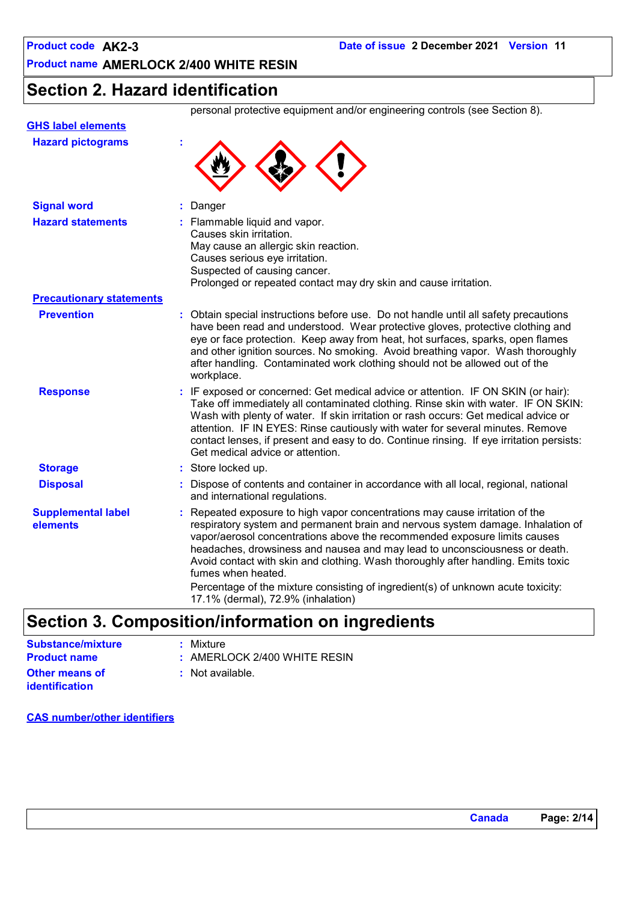## Section 2. Hazard identification

personal protective equipment and/or engineering controls (see Section 8).

**GHS label elements**

**Hazard pictograms** :

**Signal word** : Danger

**Hazard statements** : Flammable liquid and vapor.
Causes skin irritation.
May cause an allergic skin reaction.
Causes serious eye irritation.
Suspected of causing cancer.
Prolonged or repeated contact may dry skin and cause irritation.

**Precautionary statements**

**Prevention** : Obtain special instructions before use. Do not handle until all safety precautions have been read and understood. Wear protective gloves, protective clothing and eye or face protection. Keep away from heat, hot surfaces, sparks, open flames and other ignition sources. No smoking. Avoid breathing vapor. Wash thoroughly after handling. Contaminated work clothing should not be allowed out of the workplace.

**Response** : IF exposed or concerned: Get medical advice or attention. IF ON SKIN (or hair): Take off immediately all contaminated clothing. Rinse skin with water. IF ON SKIN: Wash with plenty of water. If skin irritation or rash occurs: Get medical advice or attention. IF IN EYES: Rinse cautiously with water for several minutes. Remove contact lenses, if present and easy to do. Continue rinsing. If eye irritation persists: Get medical advice or attention.

**Storage** : Store locked up.

**Disposal** : Dispose of contents and container in accordance with all local, regional, national and international regulations.

**Supplemental label elements** : Repeated exposure to high vapor concentrations may cause irritation of the respiratory system and permanent brain and nervous system damage. Inhalation of vapor/aerosol concentrations above the recommended exposure limits causes headaches, drowsiness and nausea and may lead to unconsciousness or death. Avoid contact with skin and clothing. Wash thoroughly after handling. Emits toxic fumes when heated.

Percentage of the mixture consisting of ingredient(s) of unknown acute toxicity: 17.1% (dermal), 72.9% (inhalation)

## Section 3. Composition/information on ingredients

**Substance/mixture** : Mixture

**Product name** : AMERLOCK 2/400 WHITE RESIN

**Other means of identification** : Not available.

**CAS number/other identifiers**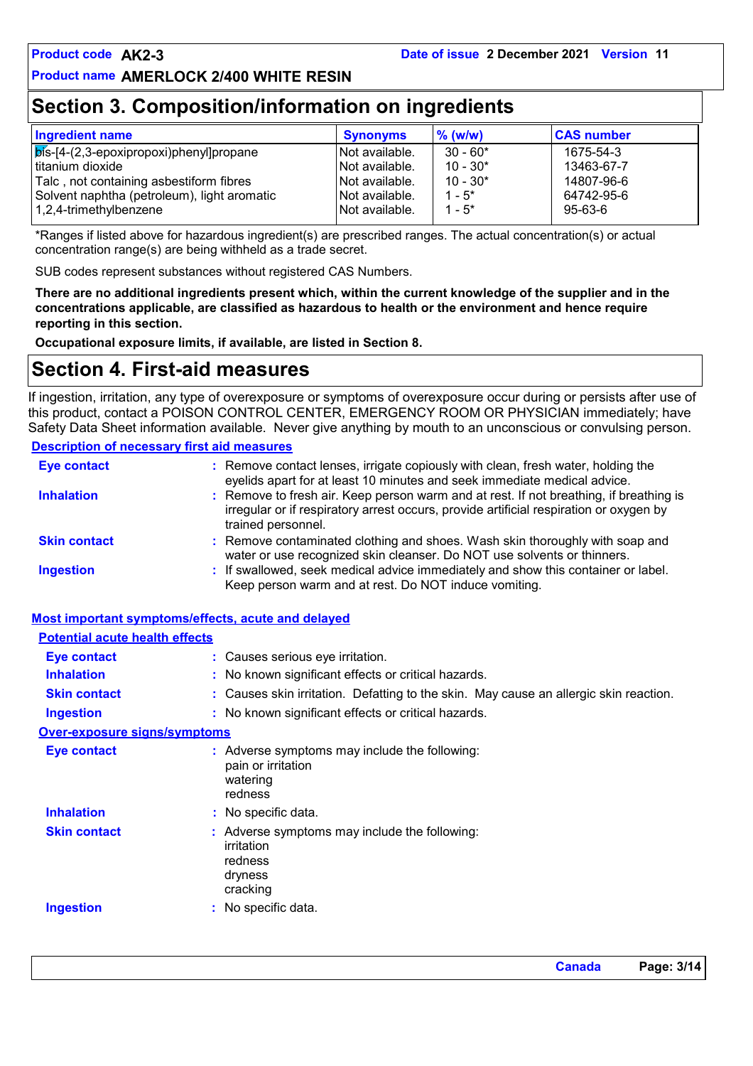## Section 3. Composition/information on ingredients

| Ingredient name | Synonyms | % (w/w) | CAS number |
|---|---|---|---|
| bis-[4-(2,3-epoxipropoxi)phenyl]propane | Not available. | 30 - 60* | 1675-54-3 |
| titanium dioxide | Not available. | 10 - 30* | 13463-67-7 |
| Talc , not containing asbestiform fibres | Not available. | 10 - 30* | 14807-96-6 |
| Solvent naphtha (petroleum), light aromatic | Not available. | 1 - 5* | 64742-95-6 |
| 1,2,4-trimethylbenzene | Not available. | 1 - 5* | 95-63-6 |

*Ranges if listed above for hazardous ingredient(s) are prescribed ranges. The actual concentration(s) or actual concentration range(s) are being withheld as a trade secret.

SUB codes represent substances without registered CAS Numbers.

**There are no additional ingredients present which, within the current knowledge of the supplier and in the concentrations applicable, are classified as hazardous to health or the environment and hence require reporting in this section.**

**Occupational exposure limits, if available, are listed in Section 8.**

## Section 4. First-aid measures

If ingestion, irritation, any type of overexposure or symptoms of overexposure occur during or persists after use of this product, contact a POISON CONTROL CENTER, EMERGENCY ROOM OR PHYSICIAN immediately; have Safety Data Sheet information available. Never give anything by mouth to an unconscious or convulsing person.

### Description of necessary first aid measures

**Eye contact** : Remove contact lenses, irrigate copiously with clean, fresh water, holding the eyelids apart for at least 10 minutes and seek immediate medical advice.

**Inhalation** : Remove to fresh air. Keep person warm and at rest. If not breathing, if breathing is irregular or if respiratory arrest occurs, provide artificial respiration or oxygen by trained personnel.

**Skin contact** : Remove contaminated clothing and shoes. Wash skin thoroughly with soap and water or use recognized skin cleanser. Do NOT use solvents or thinners.

**Ingestion** : If swallowed, seek medical advice immediately and show this container or label. Keep person warm and at rest. Do NOT induce vomiting.

### Most important symptoms/effects, acute and delayed

#### Potential acute health effects

**Eye contact** : Causes serious eye irritation.

**Inhalation** : No known significant effects or critical hazards.

**Skin contact** : Causes skin irritation. Defatting to the skin. May cause an allergic skin reaction.

**Ingestion** : No known significant effects or critical hazards.

#### Over-exposure signs/symptoms

**Eye contact** : Adverse symptoms may include the following:
pain or irritation
watering
redness

**Inhalation** : No specific data.

**Skin contact** : Adverse symptoms may include the following:
irritation
redness
dryness
cracking

**Ingestion** : No specific data.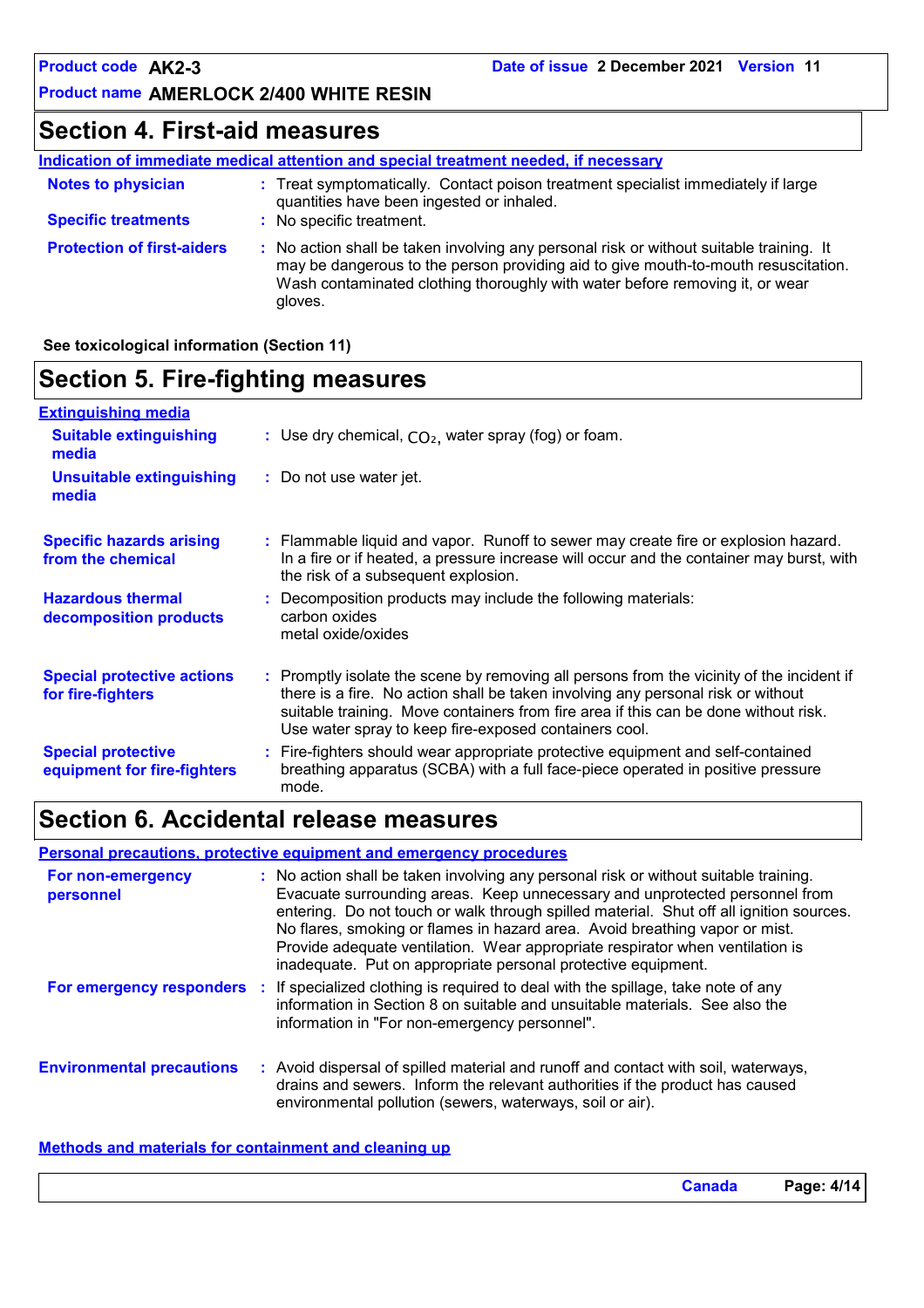## Section 4. First-aid measures

**Indication of immediate medical attention and special treatment needed, if necessary**

**Notes to physician** : Treat symptomatically. Contact poison treatment specialist immediately if large quantities have been ingested or inhaled.

**Specific treatments** : No specific treatment.

**Protection of first-aiders** : No action shall be taken involving any personal risk or without suitable training. It may be dangerous to the person providing aid to give mouth-to-mouth resuscitation. Wash contaminated clothing thoroughly with water before removing it, or wear gloves.

**See toxicological information (Section 11)**

## Section 5. Fire-fighting measures

**Extinguishing media**

**Suitable extinguishing media** : Use dry chemical, $CO_2$, water spray (fog) or foam.

**Unsuitable extinguishing media** : Do not use water jet.

**Specific hazards arising from the chemical** : Flammable liquid and vapor. Runoff to sewer may create fire or explosion hazard. In a fire or if heated, a pressure increase will occur and the container may burst, with the risk of a subsequent explosion.

**Hazardous thermal decomposition products** : Decomposition products may include the following materials:
carbon oxides
metal oxide/oxides

**Special protective actions for fire-fighters** : Promptly isolate the scene by removing all persons from the vicinity of the incident if there is a fire. No action shall be taken involving any personal risk or without suitable training. Move containers from fire area if this can be done without risk. Use water spray to keep fire-exposed containers cool.

**Special protective equipment for fire-fighters** : Fire-fighters should wear appropriate protective equipment and self-contained breathing apparatus (SCBA) with a full face-piece operated in positive pressure mode.

## Section 6. Accidental release measures

**Personal precautions, protective equipment and emergency procedures**

**For non-emergency personnel** : No action shall be taken involving any personal risk or without suitable training. Evacuate surrounding areas. Keep unnecessary and unprotected personnel from entering. Do not touch or walk through spilled material. Shut off all ignition sources. No flares, smoking or flames in hazard area. Avoid breathing vapor or mist. Provide adequate ventilation. Wear appropriate respirator when ventilation is inadequate. Put on appropriate personal protective equipment.

**For emergency responders** : If specialized clothing is required to deal with the spillage, take note of any information in Section 8 on suitable and unsuitable materials. See also the information in "For non-emergency personnel".

**Environmental precautions** : Avoid dispersal of spilled material and runoff and contact with soil, waterways, drains and sewers. Inform the relevant authorities if the product has caused environmental pollution (sewers, waterways, soil or air).

**Methods and materials for containment and cleaning up**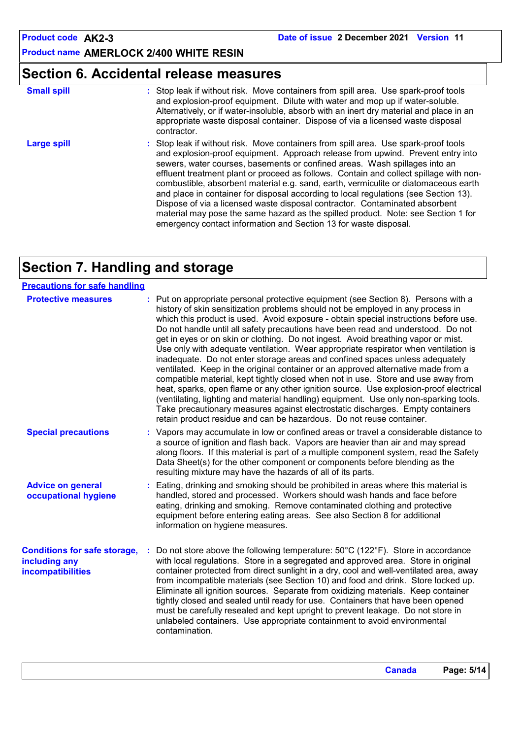## Section 6. Accidental release measures

**Small spill** : Stop leak if without risk. Move containers from spill area. Use spark-proof tools and explosion-proof equipment. Dilute with water and mop up if water-soluble. Alternatively, or if water-insoluble, absorb with an inert dry material and place in an appropriate waste disposal container. Dispose of via a licensed waste disposal contractor.

**Large spill** : Stop leak if without risk. Move containers from spill area. Use spark-proof tools and explosion-proof equipment. Approach release from upwind. Prevent entry into sewers, water courses, basements or confined areas. Wash spillages into an effluent treatment plant or proceed as follows. Contain and collect spillage with non-combustible, absorbent material e.g. sand, earth, vermiculite or diatomaceous earth and place in container for disposal according to local regulations (see Section 13). Dispose of via a licensed waste disposal contractor. Contaminated absorbent material may pose the same hazard as the spilled product. Note: see Section 1 for emergency contact information and Section 13 for waste disposal.

## Section 7. Handling and storage

### Precautions for safe handling

**Protective measures** : Put on appropriate personal protective equipment (see Section 8). Persons with a history of skin sensitization problems should not be employed in any process in which this product is used. Avoid exposure - obtain special instructions before use. Do not handle until all safety precautions have been read and understood. Do not get in eyes or on skin or clothing. Do not ingest. Avoid breathing vapor or mist. Use only with adequate ventilation. Wear appropriate respirator when ventilation is inadequate. Do not enter storage areas and confined spaces unless adequately ventilated. Keep in the original container or an approved alternative made from a compatible material, kept tightly closed when not in use. Store and use away from heat, sparks, open flame or any other ignition source. Use explosion-proof electrical (ventilating, lighting and material handling) equipment. Use only non-sparking tools. Take precautionary measures against electrostatic discharges. Empty containers retain product residue and can be hazardous. Do not reuse container.

**Special precautions** : Vapors may accumulate in low or confined areas or travel a considerable distance to a source of ignition and flash back. Vapors are heavier than air and may spread along floors. If this material is part of a multiple component system, read the Safety Data Sheet(s) for the other component or components before blending as the resulting mixture may have the hazards of all of its parts.

**Advice on general occupational hygiene** : Eating, drinking and smoking should be prohibited in areas where this material is handled, stored and processed. Workers should wash hands and face before eating, drinking and smoking. Remove contaminated clothing and protective equipment before entering eating areas. See also Section 8 for additional information on hygiene measures.

**Conditions for safe storage, including any incompatibilities** : Do not store above the following temperature: 50°C (122°F). Store in accordance with local regulations. Store in a segregated and approved area. Store in original container protected from direct sunlight in a dry, cool and well-ventilated area, away from incompatible materials (see Section 10) and food and drink. Store locked up. Eliminate all ignition sources. Separate from oxidizing materials. Keep container tightly closed and sealed until ready for use. Containers that have been opened must be carefully resealed and kept upright to prevent leakage. Do not store in unlabeled containers. Use appropriate containment to avoid environmental contamination.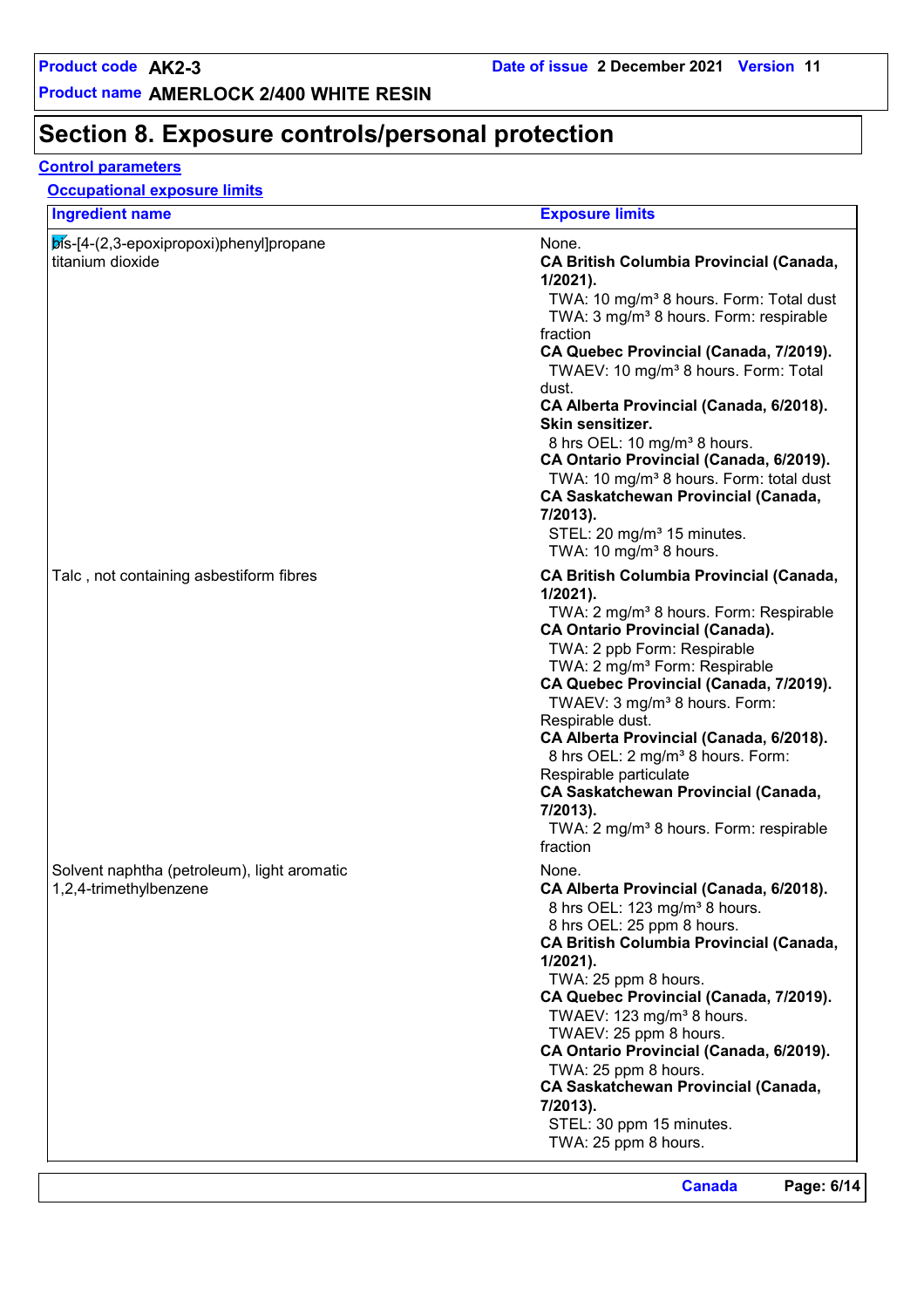# Section 8. Exposure controls/personal protection

**Control parameters**

**Occupational exposure limits**

| Ingredient name | Exposure limits |
|---|---|
| bis-[4-(2,3-epoxipropoxi)phenyl]propane | None. |
| titanium dioxide | **CA British Columbia Provincial (Canada, 1/2021).**<br>TWA: 10 mg/m³ 8 hours. Form: Total dust<br>TWA: 3 mg/m³ 8 hours. Form: respirable fraction<br>**CA Quebec Provincial (Canada, 7/2019).**<br>TWAEV: 10 mg/m³ 8 hours. Form: Total dust.<br>**CA Alberta Provincial (Canada, 6/2018). Skin sensitizer.**<br>8 hrs OEL: 10 mg/m³ 8 hours.<br>**CA Ontario Provincial (Canada, 6/2019).**<br>TWA: 10 mg/m³ 8 hours. Form: total dust<br>**CA Saskatchewan Provincial (Canada, 7/2013).**<br>STEL: 20 mg/m³ 15 minutes.<br>TWA: 10 mg/m³ 8 hours. |
| Talc , not containing asbestiform fibres | **CA British Columbia Provincial (Canada, 1/2021).**<br>TWA: 2 mg/m³ 8 hours. Form: Respirable<br>**CA Ontario Provincial (Canada).**<br>TWA: 2 ppb Form: Respirable<br>TWA: 2 mg/m³ Form: Respirable<br>**CA Quebec Provincial (Canada, 7/2019).**<br>TWAEV: 3 mg/m³ 8 hours. Form: Respirable dust.<br>**CA Alberta Provincial (Canada, 6/2018).**<br>8 hrs OEL: 2 mg/m³ 8 hours. Form: Respirable particulate<br>**CA Saskatchewan Provincial (Canada, 7/2013).**<br>TWA: 2 mg/m³ 8 hours. Form: respirable fraction |
| Solvent naphtha (petroleum), light aromatic | None. |
| 1,2,4-trimethylbenzene | **CA Alberta Provincial (Canada, 6/2018).**<br>8 hrs OEL: 123 mg/m³ 8 hours.<br>8 hrs OEL: 25 ppm 8 hours.<br>**CA British Columbia Provincial (Canada, 1/2021).**<br>TWA: 25 ppm 8 hours.<br>**CA Quebec Provincial (Canada, 7/2019).**<br>TWAEV: 123 mg/m³ 8 hours.<br>TWAEV: 25 ppm 8 hours.<br>**CA Ontario Provincial (Canada, 6/2019).**<br>TWA: 25 ppm 8 hours.<br>**CA Saskatchewan Provincial (Canada, 7/2013).**<br>STEL: 30 ppm 15 minutes.<br>TWA: 25 ppm 8 hours. |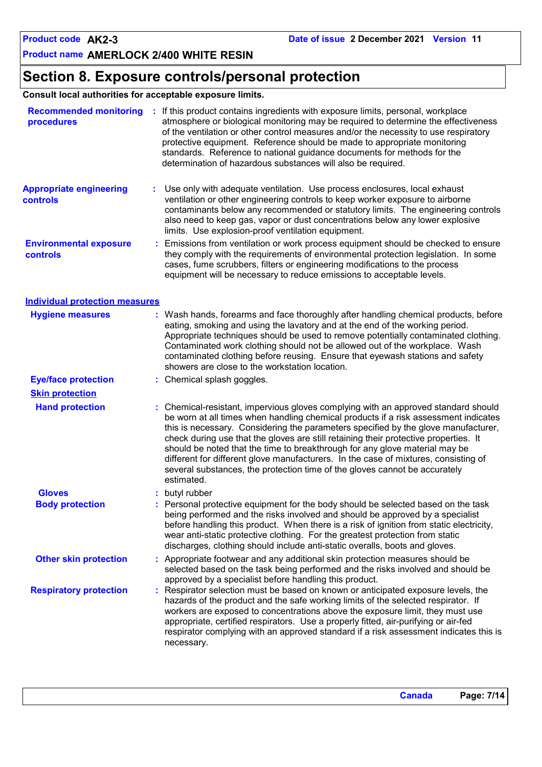# Section 8. Exposure controls/personal protection

**Consult local authorities for acceptable exposure limits.**

**Recommended monitoring procedures** : If this product contains ingredients with exposure limits, personal, workplace atmosphere or biological monitoring may be required to determine the effectiveness of the ventilation or other control measures and/or the necessity to use respiratory protective equipment. Reference should be made to appropriate monitoring standards. Reference to national guidance documents for methods for the determination of hazardous substances will also be required.

**Appropriate engineering controls** : Use only with adequate ventilation. Use process enclosures, local exhaust ventilation or other engineering controls to keep worker exposure to airborne contaminants below any recommended or statutory limits. The engineering controls also need to keep gas, vapor or dust concentrations below any lower explosive limits. Use explosion-proof ventilation equipment.

**Environmental exposure controls** : Emissions from ventilation or work process equipment should be checked to ensure they comply with the requirements of environmental protection legislation. In some cases, fume scrubbers, filters or engineering modifications to the process equipment will be necessary to reduce emissions to acceptable levels.

## Individual protection measures

**Hygiene measures** : Wash hands, forearms and face thoroughly after handling chemical products, before eating, smoking and using the lavatory and at the end of the working period. Appropriate techniques should be used to remove potentially contaminated clothing. Contaminated work clothing should not be allowed out of the workplace. Wash contaminated clothing before reusing. Ensure that eyewash stations and safety showers are close to the workstation location.

**Eye/face protection** : Chemical splash goggles.

### Skin protection

**Hand protection** : Chemical-resistant, impervious gloves complying with an approved standard should be worn at all times when handling chemical products if a risk assessment indicates this is necessary. Considering the parameters specified by the glove manufacturer, check during use that the gloves are still retaining their protective properties. It should be noted that the time to breakthrough for any glove material may be different for different glove manufacturers. In the case of mixtures, consisting of several substances, the protection time of the gloves cannot be accurately estimated.

**Gloves** : butyl rubber

**Body protection** : Personal protective equipment for the body should be selected based on the task being performed and the risks involved and should be approved by a specialist before handling this product. When there is a risk of ignition from static electricity, wear anti-static protective clothing. For the greatest protection from static discharges, clothing should include anti-static overalls, boots and gloves.

**Other skin protection** : Appropriate footwear and any additional skin protection measures should be selected based on the task being performed and the risks involved and should be approved by a specialist before handling this product.

**Respiratory protection** : Respirator selection must be based on known or anticipated exposure levels, the hazards of the product and the safe working limits of the selected respirator. If workers are exposed to concentrations above the exposure limit, they must use appropriate, certified respirators. Use a properly fitted, air-purifying or air-fed respirator complying with an approved standard if a risk assessment indicates this is necessary.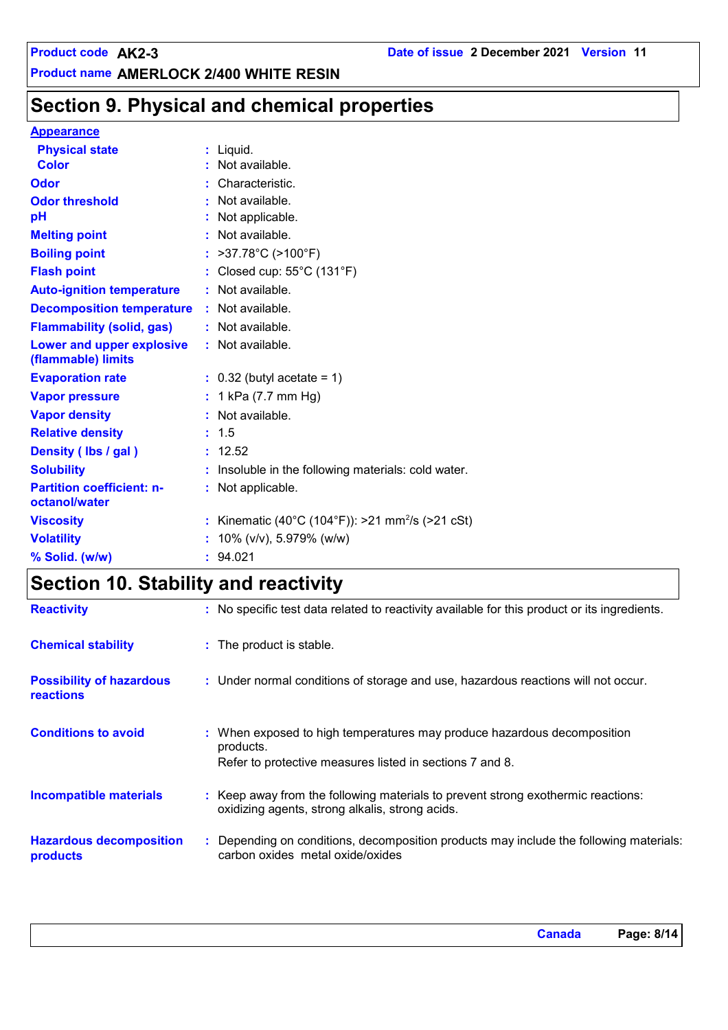## Section 9. Physical and chemical properties

**Appearance**

| | |
|---|---|
| **Physical state** | : Liquid. |
| **Color** | : Not available. |
| **Odor** | : Characteristic. |
| **Odor threshold** | : Not available. |
| **pH** | : Not applicable. |
| **Melting point** | : Not available. |
| **Boiling point** | : >37.78°C (>100°F) |
| **Flash point** | : Closed cup: 55°C (131°F) |
| **Auto-ignition temperature** | : Not available. |
| **Decomposition temperature** | : Not available. |
| **Flammability (solid, gas)** | : Not available. |
| **Lower and upper explosive (flammable) limits** | : Not available. |
| **Evaporation rate** | : 0.32 (butyl acetate = 1) |
| **Vapor pressure** | : 1 kPa (7.7 mm Hg) |
| **Vapor density** | : Not available. |
| **Relative density** | : 1.5 |
| **Density ( lbs / gal )** | : 12.52 |
| **Solubility** | : Insoluble in the following materials: cold water. |
| **Partition coefficient: n-octanol/water** | : Not applicable. |
| **Viscosity** | : Kinematic (40°C (104°F)): >21 $mm^2/s$ (>21 cSt) |
| **Volatility** | : 10% (v/v), 5.979% (w/w) |
| **% Solid. (w/w)** | : 94.021 |

## Section 10. Stability and reactivity

| | |
|---|---|
| **Reactivity** | : No specific test data related to reactivity available for this product or its ingredients. |
| **Chemical stability** | : The product is stable. |
| **Possibility of hazardous reactions** | : Under normal conditions of storage and use, hazardous reactions will not occur. |
| **Conditions to avoid** | : When exposed to high temperatures may produce hazardous decomposition products. Refer to protective measures listed in sections 7 and 8. |
| **Incompatible materials** | : Keep away from the following materials to prevent strong exothermic reactions: oxidizing agents, strong alkalis, strong acids. |
| **Hazardous decomposition products** | : Depending on conditions, decomposition products may include the following materials: carbon oxides metal oxide/oxides |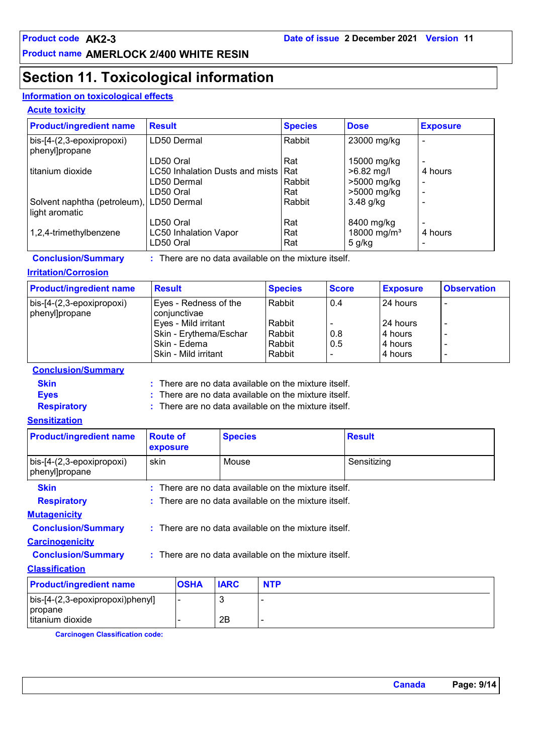Product code **AK2-3**    Date of issue **2 December 2021**    Version **11**

Product name **AMERLOCK 2/400 WHITE RESIN**

# Section 11. Toxicological information

## Information on toxicological effects

### Acute toxicity

| Product/ingredient name | Result | Species | Dose | Exposure |
|---|---|---|---|---|
| bis-[4-(2,3-epoxipropoxi) phenyl]propane | LD50 Dermal | Rabbit | 23000 mg/kg | - |
| | LD50 Oral | Rat | 15000 mg/kg | - |
| titanium dioxide | LC50 Inhalation Dusts and mists | Rat | >6.82 mg/l | 4 hours |
| | LD50 Dermal | Rabbit | >5000 mg/kg | - |
| | LD50 Oral | Rat | >5000 mg/kg | - |
| Solvent naphtha (petroleum), light aromatic | LD50 Dermal | Rabbit | 3.48 g/kg | - |
| | LD50 Oral | Rat | 8400 mg/kg | - |
| 1,2,4-trimethylbenzene | LC50 Inhalation Vapor | Rat | 18000 mg/m³ | 4 hours |
| | LD50 Oral | Rat | 5 g/kg | - |

**Conclusion/Summary** : There are no data available on the mixture itself.

### Irritation/Corrosion

| Product/ingredient name | Result | Species | Score | Exposure | Observation |
|---|---|---|---|---|---|
| bis-[4-(2,3-epoxipropoxi) phenyl]propane | Eyes - Redness of the conjunctivae | Rabbit | 0.4 | 24 hours | - |
| | Eyes - Mild irritant | Rabbit | - | 24 hours | - |
| | Skin - Erythema/Eschar | Rabbit | 0.8 | 4 hours | - |
| | Skin - Edema | Rabbit | 0.5 | 4 hours | - |
| | Skin - Mild irritant | Rabbit | - | 4 hours | - |

**Conclusion/Summary**

**Skin** : There are no data available on the mixture itself.

**Eyes** : There are no data available on the mixture itself.

**Respiratory** : There are no data available on the mixture itself.

### Sensitization

| Product/ingredient name | Route of exposure | Species | Result |
|---|---|---|---|
| bis-[4-(2,3-epoxipropoxi) phenyl]propane | skin | Mouse | Sensitizing |

**Skin** : There are no data available on the mixture itself.

**Respiratory** : There are no data available on the mixture itself.

### Mutagenicity

**Conclusion/Summary** : There are no data available on the mixture itself.

### Carcinogenicity

**Conclusion/Summary** : There are no data available on the mixture itself.

### Classification

| Product/ingredient name | OSHA | IARC | NTP |
|---|---|---|---|
| bis-[4-(2,3-epoxipropoxi)phenyl] propane | - | 3 | - |
| titanium dioxide | - | 2B | - |

**Carcinogen Classification code:**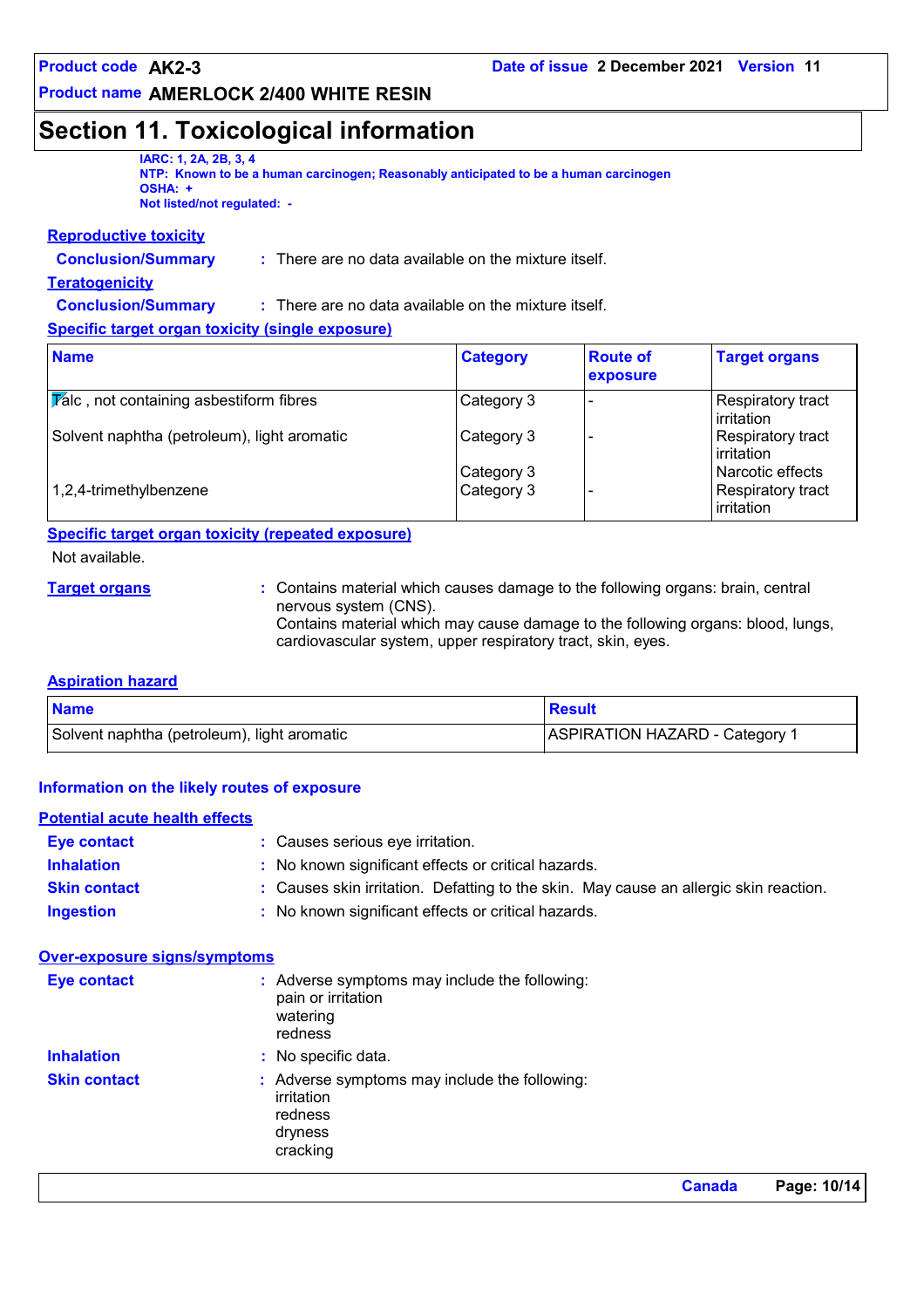## Section 11. Toxicological information

**IARC: 1, 2A, 2B, 3, 4**
**NTP: Known to be a human carcinogen; Reasonably anticipated to be a human carcinogen**
**OSHA: +**
**Not listed/not regulated: -**

### Reproductive toxicity

**Conclusion/Summary** : There are no data available on the mixture itself.

### Teratogenicity

**Conclusion/Summary** : There are no data available on the mixture itself.

### Specific target organ toxicity (single exposure)

| Name | Category | Route of exposure | Target organs |
|---|---|---|---|
| Talc , not containing asbestiform fibres | Category 3 | - | Respiratory tract irritation |
| Solvent naphtha (petroleum), light aromatic | Category 3 | - | Respiratory tract irritation |
| | Category 3 | | Narcotic effects |
| 1,2,4-trimethylbenzene | Category 3 | - | Respiratory tract irritation |

### Specific target organ toxicity (repeated exposure)

Not available.

**Target organs** : Contains material which causes damage to the following organs: brain, central nervous system (CNS).
Contains material which may cause damage to the following organs: blood, lungs, cardiovascular system, upper respiratory tract, skin, eyes.

### Aspiration hazard

| Name | Result |
|---|---|
| Solvent naphtha (petroleum), light aromatic | ASPIRATION HAZARD - Category 1 |

### Information on the likely routes of exposure

### Potential acute health effects

**Eye contact** : Causes serious eye irritation.
**Inhalation** : No known significant effects or critical hazards.
**Skin contact** : Causes skin irritation. Defatting to the skin. May cause an allergic skin reaction.
**Ingestion** : No known significant effects or critical hazards.

### Over-exposure signs/symptoms

**Eye contact** : Adverse symptoms may include the following:
pain or irritation
watering
redness

**Inhalation** : No specific data.

**Skin contact** : Adverse symptoms may include the following:
irritation
redness
dryness
cracking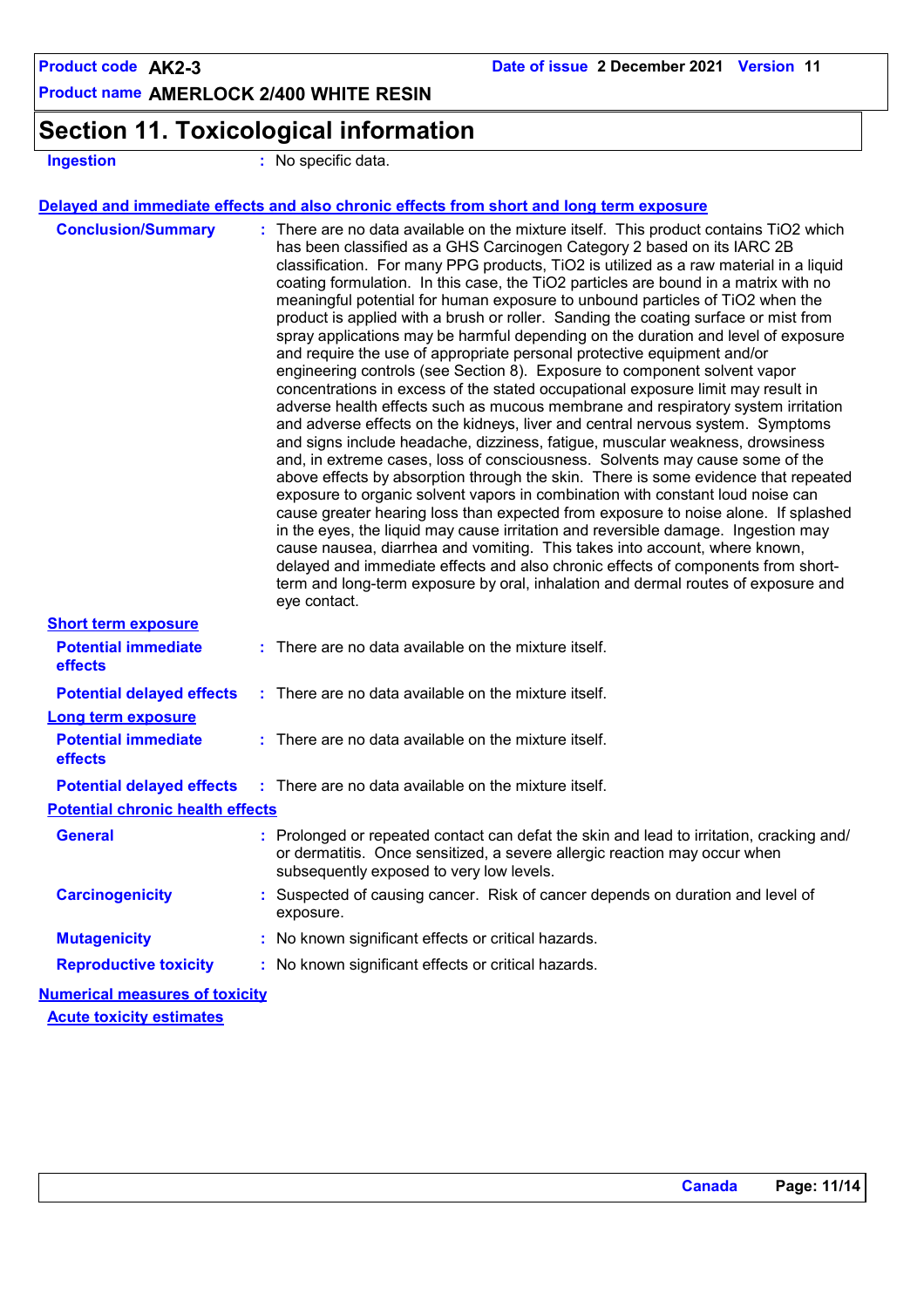# Section 11. Toxicological information

**Ingestion** : No specific data.

**Delayed and immediate effects and also chronic effects from short and long term exposure**

**Conclusion/Summary** : There are no data available on the mixture itself. This product contains $TiO_2$ which has been classified as a GHS Carcinogen Category 2 based on its IARC 2B classification. For many PPG products, $TiO_2$ is utilized as a raw material in a liquid coating formulation. In this case, the $TiO_2$ particles are bound in a matrix with no meaningful potential for human exposure to unbound particles of $TiO_2$ when the product is applied with a brush or roller. Sanding the coating surface or mist from spray applications may be harmful depending on the duration and level of exposure and require the use of appropriate personal protective equipment and/or engineering controls (see Section 8). Exposure to component solvent vapor concentrations in excess of the stated occupational exposure limit may result in adverse health effects such as mucous membrane and respiratory system irritation and adverse effects on the kidneys, liver and central nervous system. Symptoms and signs include headache, dizziness, fatigue, muscular weakness, drowsiness and, in extreme cases, loss of consciousness. Solvents may cause some of the above effects by absorption through the skin. There is some evidence that repeated exposure to organic solvent vapors in combination with constant loud noise can cause greater hearing loss than expected from exposure to noise alone. If splashed in the eyes, the liquid may cause irritation and reversible damage. Ingestion may cause nausea, diarrhea and vomiting. This takes into account, where known, delayed and immediate effects and also chronic effects of components from short-term and long-term exposure by oral, inhalation and dermal routes of exposure and eye contact.

**Short term exposure**

**Potential immediate effects** : There are no data available on the mixture itself.

**Potential delayed effects** : There are no data available on the mixture itself.

**Long term exposure**

**Potential immediate effects** : There are no data available on the mixture itself.

**Potential delayed effects** : There are no data available on the mixture itself.

**Potential chronic health effects**

**General** : Prolonged or repeated contact can defat the skin and lead to irritation, cracking and/or dermatitis. Once sensitized, a severe allergic reaction may occur when subsequently exposed to very low levels.

**Carcinogenicity** : Suspected of causing cancer. Risk of cancer depends on duration and level of exposure.

**Mutagenicity** : No known significant effects or critical hazards.

**Reproductive toxicity** : No known significant effects or critical hazards.

**Numerical measures of toxicity**

**Acute toxicity estimates**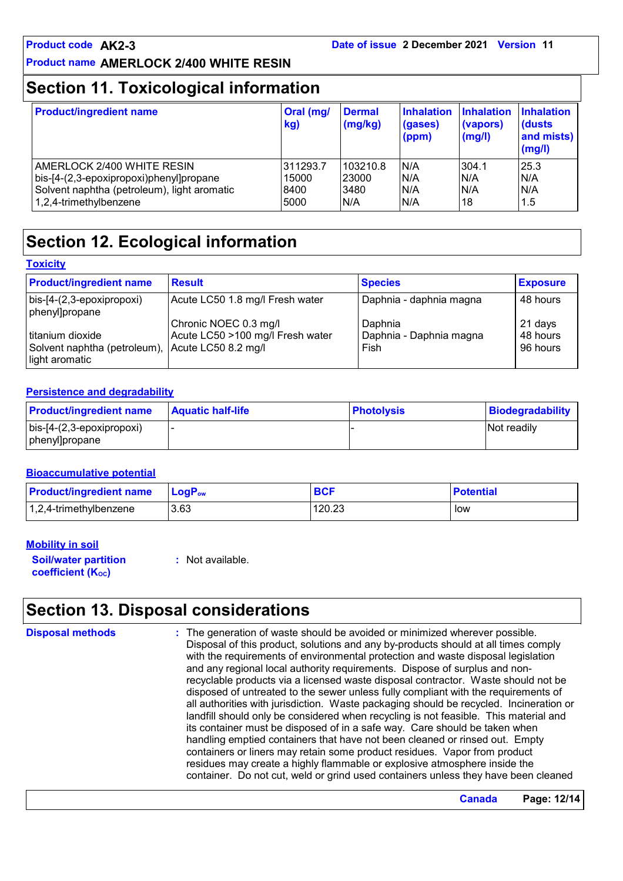## Section 11. Toxicological information

| Product/ingredient name | Oral (mg/kg) | Dermal (mg/kg) | Inhalation (gases) (ppm) | Inhalation (vapors) (mg/l) | Inhalation (dusts and mists) (mg/l) |
|---|---|---|---|---|---|
| AMERLOCK 2/400 WHITE RESIN | 311293.7 | 103210.8 | N/A | 304.1 | 25.3 |
| bis-[4-(2,3-epoxipropoxi)phenyl]propane | 15000 | 23000 | N/A | N/A | N/A |
| Solvent naphtha (petroleum), light aromatic | 8400 | 3480 | N/A | N/A | N/A |
| 1,2,4-trimethylbenzene | 5000 | N/A | N/A | 18 | 1.5 |

## Section 12. Ecological information

### Toxicity

| Product/ingredient name | Result | Species | Exposure |
|---|---|---|---|
| bis-[4-(2,3-epoxipropoxi) phenyl]propane | Acute LC50 1.8 mg/l Fresh water | Daphnia - daphnia magna | 48 hours |
| | Chronic NOEC 0.3 mg/l | Daphnia | 21 days |
| titanium dioxide | Acute LC50 >100 mg/l Fresh water | Daphnia - Daphnia magna | 48 hours |
| Solvent naphtha (petroleum), light aromatic | Acute LC50 8.2 mg/l | Fish | 96 hours |

### Persistence and degradability

| Product/ingredient name | Aquatic half-life | Photolysis | Biodegradability |
|---|---|---|---|
| bis-[4-(2,3-epoxipropoxi) phenyl]propane | - | - | Not readily |

### Bioaccumulative potential

| Product/ingredient name | $LogP_{ow}$ | BCF | Potential |
|---|---|---|---|
| 1,2,4-trimethylbenzene | 3.63 | 120.23 | low |

### Mobility in soil

**Soil/water partition coefficient ($K_{OC}$)** : Not available.

## Section 13. Disposal considerations

**Disposal methods** : The generation of waste should be avoided or minimized wherever possible. Disposal of this product, solutions and any by-products should at all times comply with the requirements of environmental protection and waste disposal legislation and any regional local authority requirements. Dispose of surplus and non-recyclable products via a licensed waste disposal contractor. Waste should not be disposed of untreated to the sewer unless fully compliant with the requirements of all authorities with jurisdiction. Waste packaging should be recycled. Incineration or landfill should only be considered when recycling is not feasible. This material and its container must be disposed of in a safe way. Care should be taken when handling emptied containers that have not been cleaned or rinsed out. Empty containers or liners may retain some product residues. Vapor from product residues may create a highly flammable or explosive atmosphere inside the container. Do not cut, weld or grind used containers unless they have been cleaned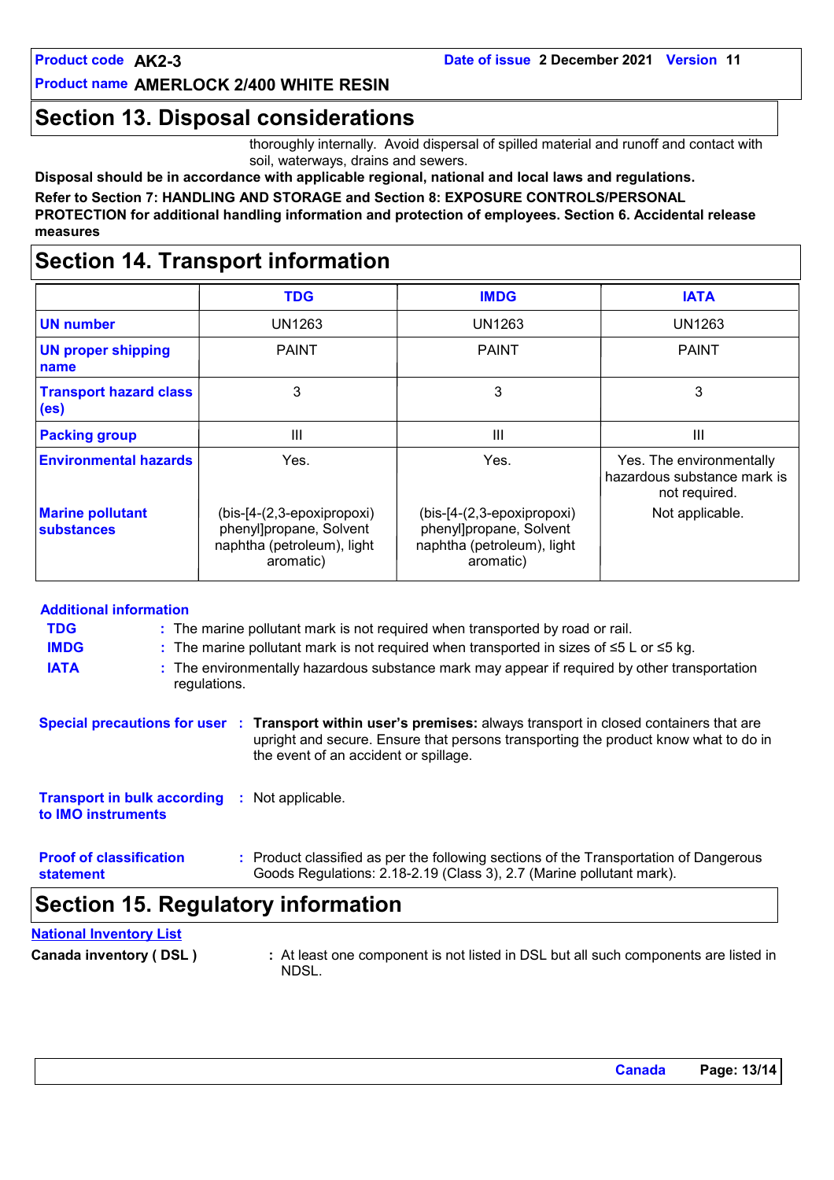## Section 13. Disposal considerations

thoroughly internally. Avoid dispersal of spilled material and runoff and contact with soil, waterways, drains and sewers.

**Disposal should be in accordance with applicable regional, national and local laws and regulations.**

**Refer to Section 7: HANDLING AND STORAGE and Section 8: EXPOSURE CONTROLS/PERSONAL PROTECTION for additional handling information and protection of employees. Section 6. Accidental release measures**

## Section 14. Transport information

| | TDG | IMDG | IATA |
|---|---|---|---|
| **UN number** | UN1263 | UN1263 | UN1263 |
| **UN proper shipping name** | PAINT | PAINT | PAINT |
| **Transport hazard class (es)** | 3 | 3 | 3 |
| **Packing group** | III | III | III |
| **Environmental hazards** | Yes. | Yes. | Yes. The environmentally hazardous substance mark is not required. |
| **Marine pollutant substances** | (bis-[4-(2,3-epoxipropoxi) phenyl]propane, Solvent naphtha (petroleum), light aromatic) | (bis-[4-(2,3-epoxipropoxi) phenyl]propane, Solvent naphtha (petroleum), light aromatic) | Not applicable. |

**Additional information**

**TDG** : The marine pollutant mark is not required when transported by road or rail.

**IMDG** : The marine pollutant mark is not required when transported in sizes of ≤5 L or ≤5 kg.

**IATA** : The environmentally hazardous substance mark may appear if required by other transportation regulations.

**Special precautions for user** : **Transport within user's premises:** always transport in closed containers that are upright and secure. Ensure that persons transporting the product know what to do in the event of an accident or spillage.

**Transport in bulk according to IMO instruments** : Not applicable.

**Proof of classification statement** : Product classified as per the following sections of the Transportation of Dangerous Goods Regulations: 2.18-2.19 (Class 3), 2.7 (Marine pollutant mark).

## Section 15. Regulatory information

**National Inventory List**

**Canada inventory ( DSL )** : At least one component is not listed in DSL but all such components are listed in NDSL.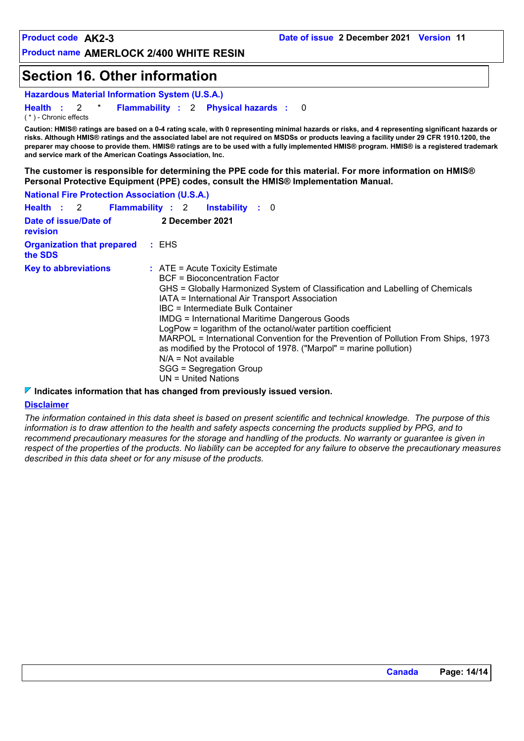## Section 16. Other information

**Hazardous Material Information System (U.S.A.)**

**Health** : 2 * **Flammability** : 2 **Physical hazards** : 0

( * ) - Chronic effects

**Caution: HMIS® ratings are based on a 0-4 rating scale, with 0 representing minimal hazards or risks, and 4 representing significant hazards or risks. Although HMIS® ratings and the associated label are not required on MSDSs or products leaving a facility under 29 CFR 1910.1200, the preparer may choose to provide them. HMIS® ratings are to be used with a fully implemented HMIS® program. HMIS® is a registered trademark and service mark of the American Coatings Association, Inc.**

**The customer is responsible for determining the PPE code for this material. For more information on HMIS® Personal Protective Equipment (PPE) codes, consult the HMIS® Implementation Manual.**

**National Fire Protection Association (U.S.A.)**

**Health** : 2 **Flammability** : 2 **Instability** : 0

**Date of issue/Date of revision** : **2 December 2021**

**Organization that prepared the SDS** : EHS

**Key to abbreviations** :
ATE = Acute Toxicity Estimate
BCF = Bioconcentration Factor
GHS = Globally Harmonized System of Classification and Labelling of Chemicals
IATA = International Air Transport Association
IBC = Intermediate Bulk Container
IMDG = International Maritime Dangerous Goods
LogPow = logarithm of the octanol/water partition coefficient
MARPOL = International Convention for the Prevention of Pollution From Ships, 1973 as modified by the Protocol of 1978. ("Marpol" = marine pollution)
N/A = Not available
SGG = Segregation Group
UN = United Nations

◤ **Indicates information that has changed from previously issued version.**

**Disclaimer**

*The information contained in this data sheet is based on present scientific and technical knowledge. The purpose of this information is to draw attention to the health and safety aspects concerning the products supplied by PPG, and to recommend precautionary measures for the storage and handling of the products. No warranty or guarantee is given in respect of the properties of the products. No liability can be accepted for any failure to observe the precautionary measures described in this data sheet or for any misuse of the products.*